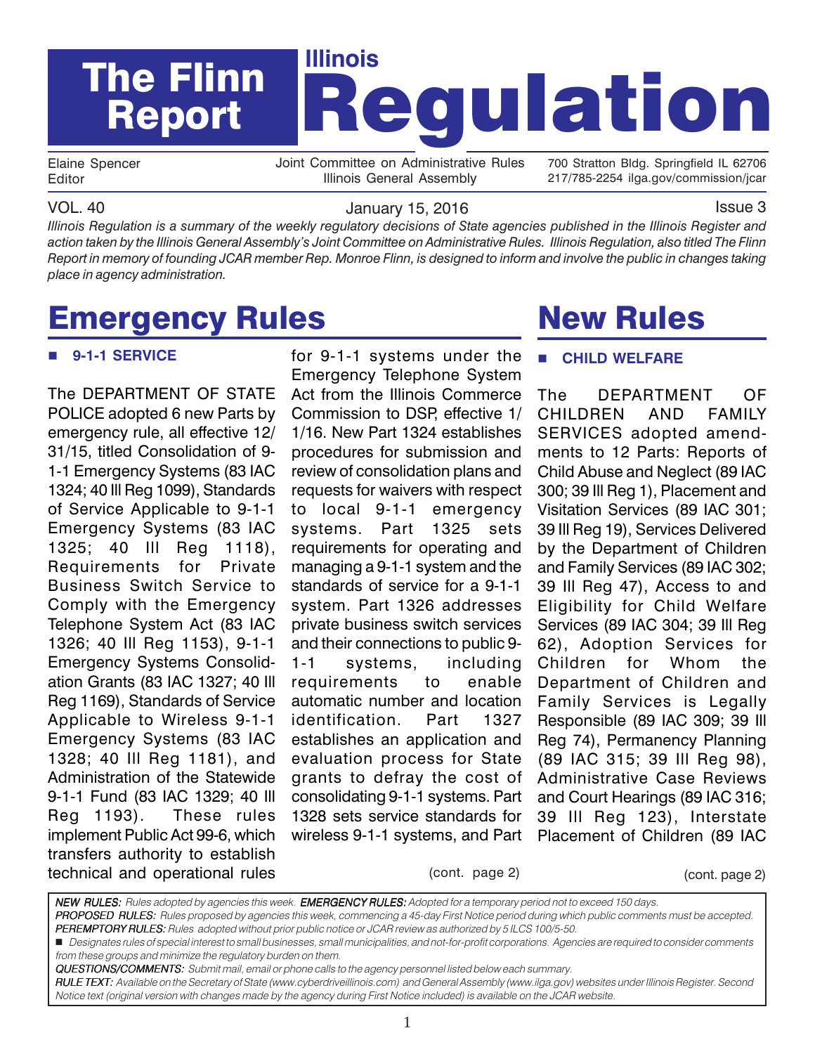# The Flinn Report

# Illinois Regulation

Elaine Spencer
Editor

Joint Committee on Administrative Rules
Illinois General Assembly

700 Stratton Bldg. Springfield IL 62706
217/785-2254 ilga.gov/commission/jcar

VOL. 40 — January 15, 2016 — Issue 3

*Illinois Regulation is a summary of the weekly regulatory decisions of State agencies published in the Illinois Register and action taken by the Illinois General Assembly's Joint Committee on Administrative Rules. Illinois Regulation, also titled The Flinn Report in memory of founding JCAR member Rep. Monroe Flinn, is designed to inform and involve the public in changes taking place in agency administration.*

## Emergency Rules

### ■ 9-1-1 SERVICE

The DEPARTMENT OF STATE POLICE adopted 6 new Parts by emergency rule, all effective 12/31/15, titled Consolidation of 9-1-1 Emergency Systems (83 IAC 1324; 40 Ill Reg 1099), Standards of Service Applicable to 9-1-1 Emergency Systems (83 IAC 1325; 40 Ill Reg 1118), Requirements for Private Business Switch Service to Comply with the Emergency Telephone System Act (83 IAC 1326; 40 Ill Reg 1153), 9-1-1 Emergency Systems Consolidation Grants (83 IAC 1327; 40 Ill Reg 1169), Standards of Service Applicable to Wireless 9-1-1 Emergency Systems (83 IAC 1328; 40 Ill Reg 1181), and Administration of the Statewide 9-1-1 Fund (83 IAC 1329; 40 Ill Reg 1193). These rules implement Public Act 99-6, which transfers authority to establish technical and operational rules for 9-1-1 systems under the Emergency Telephone System Act from the Illinois Commerce Commission to DSP, effective 1/1/16. New Part 1324 establishes procedures for submission and review of consolidation plans and requests for waivers with respect to local 9-1-1 emergency systems. Part 1325 sets requirements for operating and managing a 9-1-1 system and the standards of service for a 9-1-1 system. Part 1326 addresses private business switch services and their connections to public 9-1-1 systems, including requirements to enable automatic number and location identification. Part 1327 establishes an application and evaluation process for State grants to defray the cost of consolidating 9-1-1 systems. Part 1328 sets service standards for wireless 9-1-1 systems, and Part

(cont. page 2)

## New Rules

### ■ CHILD WELFARE

The DEPARTMENT OF CHILDREN AND FAMILY SERVICES adopted amendments to 12 Parts: Reports of Child Abuse and Neglect (89 IAC 300; 39 Ill Reg 1), Placement and Visitation Services (89 IAC 301; 39 Ill Reg 19), Services Delivered by the Department of Children and Family Services (89 IAC 302; 39 Ill Reg 47), Access to and Eligibility for Child Welfare Services (89 IAC 304; 39 Ill Reg 62), Adoption Services for Children for Whom the Department of Children and Family Services is Legally Responsible (89 IAC 309; 39 Ill Reg 74), Permanency Planning (89 IAC 315; 39 Ill Reg 98), Administrative Case Reviews and Court Hearings (89 IAC 316; 39 Ill Reg 123), Interstate Placement of Children (89 IAC

(cont. page 2)

---

***NEW RULES:*** *Rules adopted by agencies this week.* ***EMERGENCY RULES:*** *Adopted for a temporary period not to exceed 150 days.*
***PROPOSED RULES:*** *Rules proposed by agencies this week, commencing a 45-day First Notice period during which public comments must be accepted.*
***PEREMPTORY RULES:*** *Rules adopted without prior public notice or JCAR review as authorized by 5 ILCS 100/5-50.*
■ *Designates rules of special interest to small businesses, small municipalities, and not-for-profit corporations. Agencies are required to consider comments from these groups and minimize the regulatory burden on them.*
***QUESTIONS/COMMENTS:*** *Submit mail, email or phone calls to the agency personnel listed below each summary.*
***RULE TEXT:*** *Available on the Secretary of State (www.cyberdriveillinois.com) and General Assembly (www.ilga.gov) websites under Illinois Register. Second Notice text (original version with changes made by the agency during First Notice included) is available on the JCAR website.*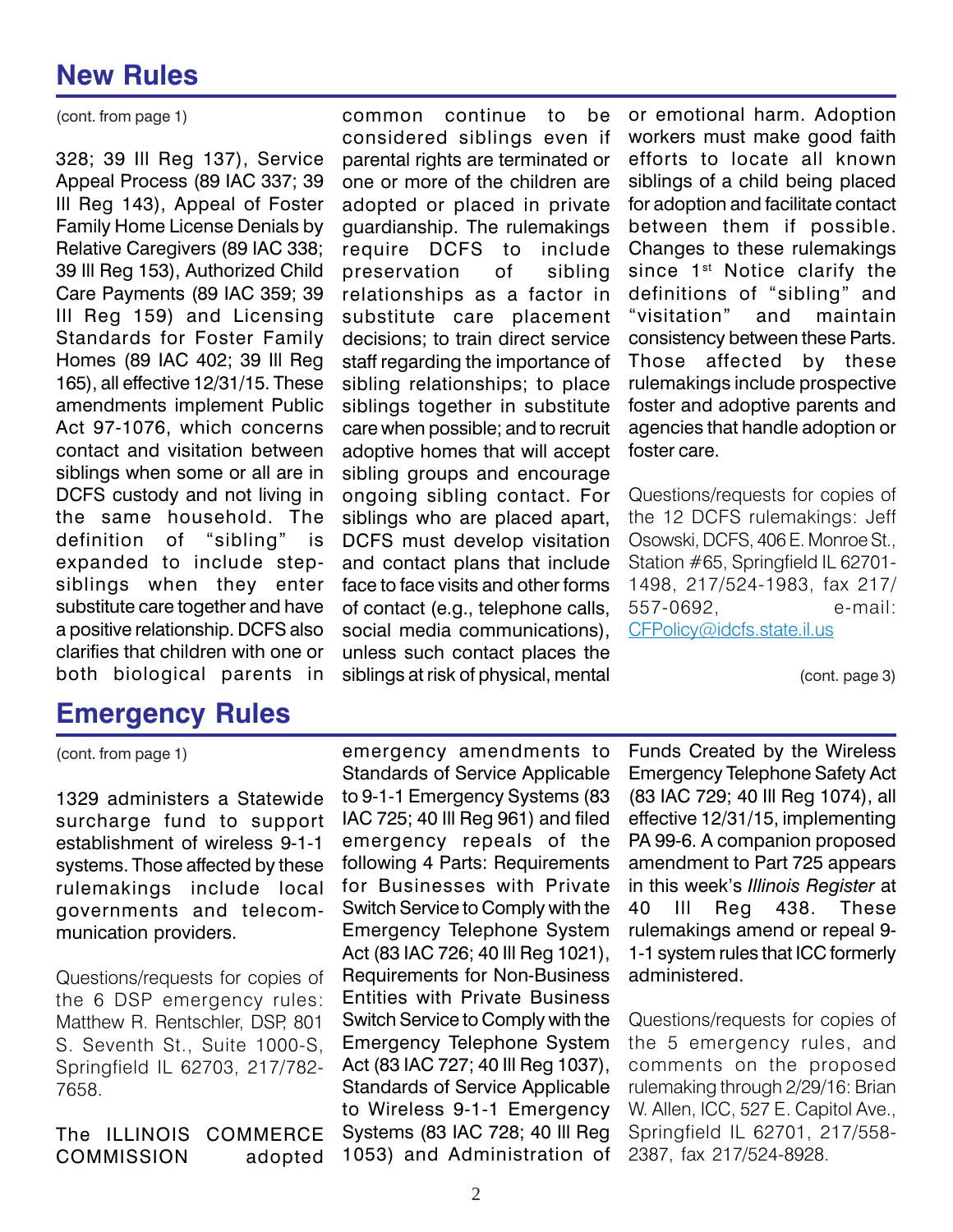## New Rules

(cont. from page 1)

328; 39 Ill Reg 137), Service Appeal Process (89 IAC 337; 39 Ill Reg 143), Appeal of Foster Family Home License Denials by Relative Caregivers (89 IAC 338; 39 Ill Reg 153), Authorized Child Care Payments (89 IAC 359; 39 Ill Reg 159) and Licensing Standards for Foster Family Homes (89 IAC 402; 39 Ill Reg 165), all effective 12/31/15. These amendments implement Public Act 97-1076, which concerns contact and visitation between siblings when some or all are in DCFS custody and not living in the same household. The definition of "sibling" is expanded to include step-siblings when they enter substitute care together and have a positive relationship. DCFS also clarifies that children with one or both biological parents in common continue to be considered siblings even if parental rights are terminated or one or more of the children are adopted or placed in private guardianship. The rulemakings require DCFS to include preservation of sibling relationships as a factor in substitute care placement decisions; to train direct service staff regarding the importance of sibling relationships; to place siblings together in substitute care when possible; and to recruit adoptive homes that will accept sibling groups and encourage ongoing sibling contact. For siblings who are placed apart, DCFS must develop visitation and contact plans that include face to face visits and other forms of contact (e.g., telephone calls, social media communications), unless such contact places the siblings at risk of physical, mental or emotional harm. Adoption workers must make good faith efforts to locate all known siblings of a child being placed for adoption and facilitate contact between them if possible. Changes to these rulemakings since 1st Notice clarify the definitions of "sibling" and "visitation" and maintain consistency between these Parts. Those affected by these rulemakings include prospective foster and adoptive parents and agencies that handle adoption or foster care.

Questions/requests for copies of the 12 DCFS rulemakings: Jeff Osowski, DCFS, 406 E. Monroe St., Station #65, Springfield IL 62701-1498, 217/524-1983, fax 217/557-0692, e-mail: CFPolicy@idcfs.state.il.us

(cont. page 3)

## Emergency Rules

(cont. from page 1)

1329 administers a Statewide surcharge fund to support establishment of wireless 9-1-1 systems. Those affected by these rulemakings include local governments and telecommunication providers.

Questions/requests for copies of the 6 DSP emergency rules: Matthew R. Rentschler, DSP, 801 S. Seventh St., Suite 1000-S, Springfield IL 62703, 217/782-7658.

The ILLINOIS COMMERCE COMMISSION adopted emergency amendments to Standards of Service Applicable to 9-1-1 Emergency Systems (83 IAC 725; 40 Ill Reg 961) and filed emergency repeals of the following 4 Parts: Requirements for Businesses with Private Switch Service to Comply with the Emergency Telephone System Act (83 IAC 726; 40 Ill Reg 1021), Requirements for Non-Business Entities with Private Business Switch Service to Comply with the Emergency Telephone System Act (83 IAC 727; 40 Ill Reg 1037), Standards of Service Applicable to Wireless 9-1-1 Emergency Systems (83 IAC 728; 40 Ill Reg 1053) and Administration of Funds Created by the Wireless Emergency Telephone Safety Act (83 IAC 729; 40 Ill Reg 1074), all effective 12/31/15, implementing PA 99-6. A companion proposed amendment to Part 725 appears in this week's *Illinois Register* at 40 Ill Reg 438. These rulemakings amend or repeal 9-1-1 system rules that ICC formerly administered.

Questions/requests for copies of the 5 emergency rules, and comments on the proposed rulemaking through 2/29/16: Brian W. Allen, ICC, 527 E. Capitol Ave., Springfield IL 62701, 217/558-2387, fax 217/524-8928.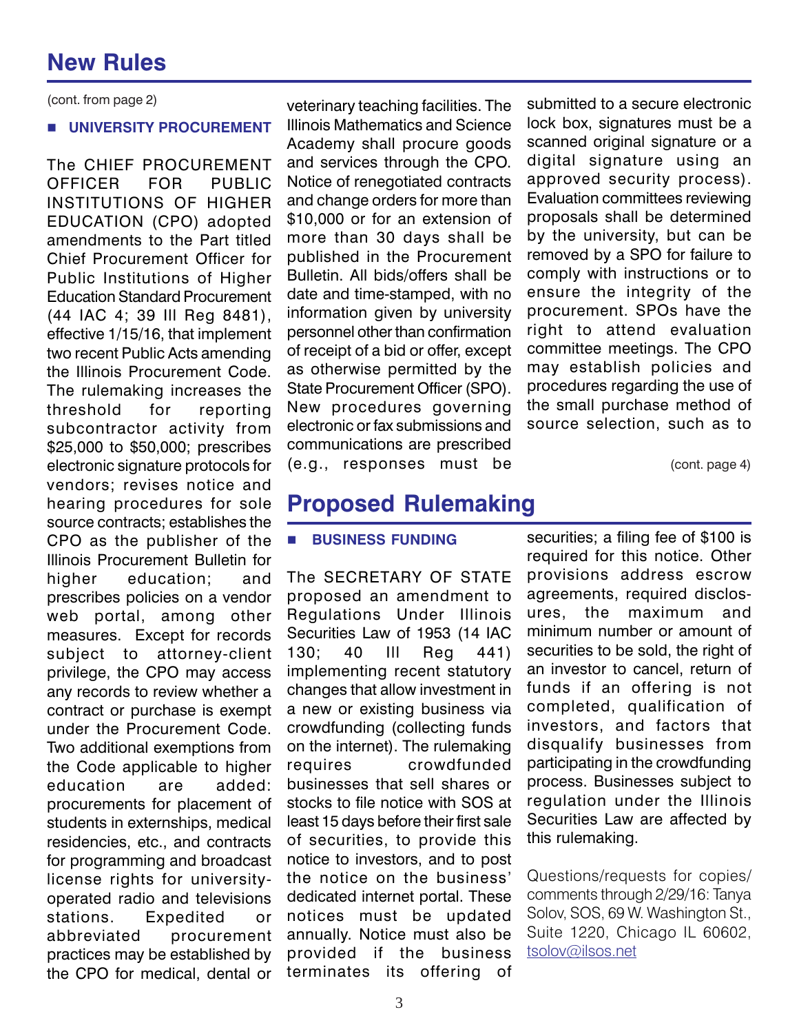# New Rules

(cont. from page 2)

## ■ UNIVERSITY PROCUREMENT

The CHIEF PROCUREMENT OFFICER FOR PUBLIC INSTITUTIONS OF HIGHER EDUCATION (CPO) adopted amendments to the Part titled Chief Procurement Officer for Public Institutions of Higher Education Standard Procurement (44 IAC 4; 39 Ill Reg 8481), effective 1/15/16, that implement two recent Public Acts amending the Illinois Procurement Code. The rulemaking increases the threshold for reporting subcontractor activity from $25,000 to $50,000; prescribes electronic signature protocols for vendors; revises notice and hearing procedures for sole source contracts; establishes the CPO as the publisher of the Illinois Procurement Bulletin for higher education; and prescribes policies on a vendor web portal, among other measures. Except for records subject to attorney-client privilege, the CPO may access any records to review whether a contract or purchase is exempt under the Procurement Code. Two additional exemptions from the Code applicable to higher education are added: procurements for placement of students in externships, medical residencies, etc., and contracts for programming and broadcast license rights for university-operated radio and televisions stations. Expedited or abbreviated procurement practices may be established by the CPO for medical, dental or veterinary teaching facilities. The Illinois Mathematics and Science Academy shall procure goods and services through the CPO. Notice of renegotiated contracts and change orders for more than $10,000 or for an extension of more than 30 days shall be published in the Procurement Bulletin. All bids/offers shall be date and time-stamped, with no information given by university personnel other than confirmation of receipt of a bid or offer, except as otherwise permitted by the State Procurement Officer (SPO). New procedures governing electronic or fax submissions and communications are prescribed (e.g., responses must be submitted to a secure electronic lock box, signatures must be a scanned original signature or a digital signature using an approved security process). Evaluation committees reviewing proposals shall be determined by the university, but can be removed by a SPO for failure to comply with instructions or to ensure the integrity of the procurement. SPOs have the right to attend evaluation committee meetings. The CPO may establish policies and procedures regarding the use of the small purchase method of source selection, such as to

(cont. page 4)

# Proposed Rulemaking

## ■ BUSINESS FUNDING

The SECRETARY OF STATE proposed an amendment to Regulations Under Illinois Securities Law of 1953 (14 IAC 130; 40 Ill Reg 441) implementing recent statutory changes that allow investment in a new or existing business via crowdfunding (collecting funds on the internet). The rulemaking requires crowdfunded businesses that sell shares or stocks to file notice with SOS at least 15 days before their first sale of securities, to provide this notice to investors, and to post the notice on the business' dedicated internet portal. These notices must be updated annually. Notice must also be provided if the business terminates its offering of securities; a filing fee of $100 is required for this notice. Other provisions address escrow agreements, required disclosures, the maximum and minimum number or amount of securities to be sold, the right of an investor to cancel, return of funds if an offering is not completed, qualification of investors, and factors that disqualify businesses from participating in the crowdfunding process. Businesses subject to regulation under the Illinois Securities Law are affected by this rulemaking.

Questions/requests for copies/comments through 2/29/16: Tanya Solov, SOS, 69 W. Washington St., Suite 1220, Chicago IL 60602, tsolov@ilsos.net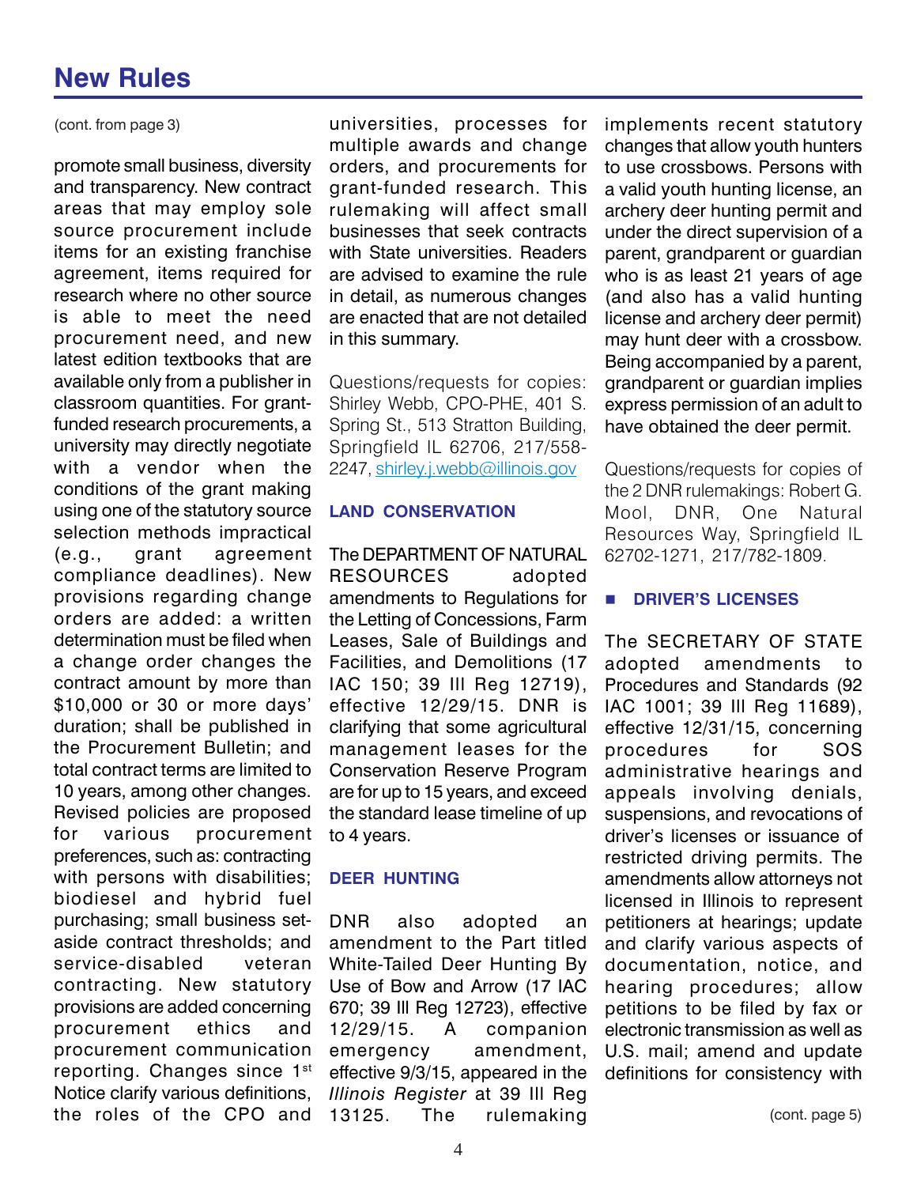## New Rules

(cont. from page 3)

promote small business, diversity and transparency. New contract areas that may employ sole source procurement include items for an existing franchise agreement, items required for research where no other source is able to meet the need procurement need, and new latest edition textbooks that are available only from a publisher in classroom quantities. For grant-funded research procurements, a university may directly negotiate with a vendor when the conditions of the grant making using one of the statutory source selection methods impractical (e.g., grant agreement compliance deadlines). New provisions regarding change orders are added: a written determination must be filed when a change order changes the contract amount by more than $10,000 or 30 or more days' duration; shall be published in the Procurement Bulletin; and total contract terms are limited to 10 years, among other changes. Revised policies are proposed for various procurement preferences, such as: contracting with persons with disabilities; biodiesel and hybrid fuel purchasing; small business set-aside contract thresholds; and service-disabled veteran contracting. New statutory provisions are added concerning procurement ethics and procurement communication reporting. Changes since 1st Notice clarify various definitions, the roles of the CPO and universities, processes for multiple awards and change orders, and procurements for grant-funded research. This rulemaking will affect small businesses that seek contracts with State universities. Readers are advised to examine the rule in detail, as numerous changes are enacted that are not detailed in this summary.

Questions/requests for copies: Shirley Webb, CPO-PHE, 401 S. Spring St., 513 Stratton Building, Springfield IL 62706, 217/558-2247, shirley.j.webb@illinois.gov

### LAND CONSERVATION

The DEPARTMENT OF NATURAL RESOURCES adopted amendments to Regulations for the Letting of Concessions, Farm Leases, Sale of Buildings and Facilities, and Demolitions (17 IAC 150; 39 Ill Reg 12719), effective 12/29/15. DNR is clarifying that some agricultural management leases for the Conservation Reserve Program are for up to 15 years, and exceed the standard lease timeline of up to 4 years.

### DEER HUNTING

DNR also adopted an amendment to the Part titled White-Tailed Deer Hunting By Use of Bow and Arrow (17 IAC 670; 39 Ill Reg 12723), effective 12/29/15. A companion emergency amendment, effective 9/3/15, appeared in the *Illinois Register* at 39 Ill Reg 13125. The rulemaking implements recent statutory changes that allow youth hunters to use crossbows. Persons with a valid youth hunting license, an archery deer hunting permit and under the direct supervision of a parent, grandparent or guardian who is as least 21 years of age (and also has a valid hunting license and archery deer permit) may hunt deer with a crossbow. Being accompanied by a parent, grandparent or guardian implies express permission of an adult to have obtained the deer permit.

Questions/requests for copies of the 2 DNR rulemakings: Robert G. Mool, DNR, One Natural Resources Way, Springfield IL 62702-1271, 217/782-1809.

### ■ DRIVER'S LICENSES

The SECRETARY OF STATE adopted amendments to Procedures and Standards (92 IAC 1001; 39 Ill Reg 11689), effective 12/31/15, concerning procedures for SOS administrative hearings and appeals involving denials, suspensions, and revocations of driver's licenses or issuance of restricted driving permits. The amendments allow attorneys not licensed in Illinois to represent petitioners at hearings; update and clarify various aspects of documentation, notice, and hearing procedures; allow petitions to be filed by fax or electronic transmission as well as U.S. mail; amend and update definitions for consistency with

(cont. page 5)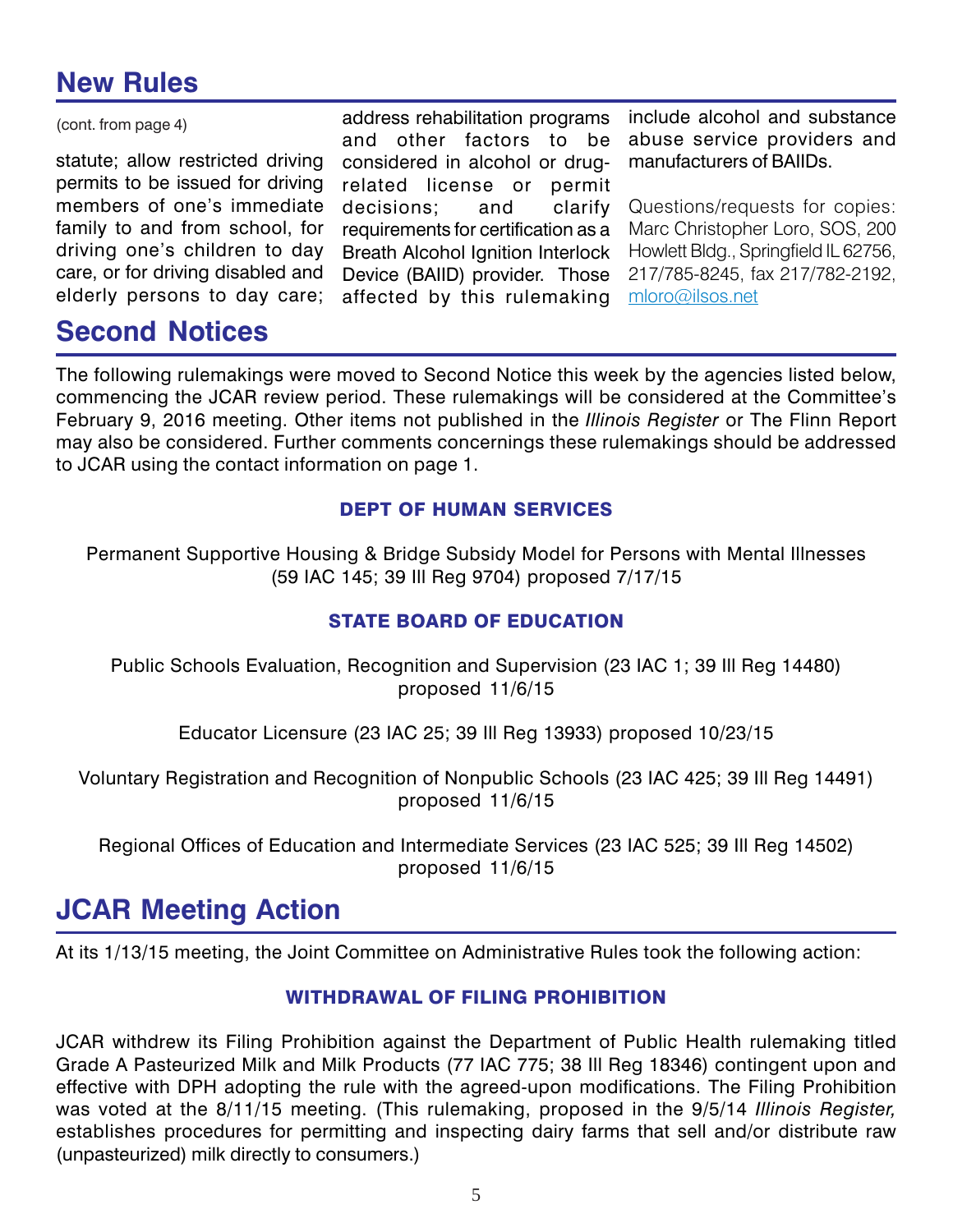## New Rules

(cont. from page 4)

statute; allow restricted driving permits to be issued for driving members of one's immediate family to and from school, for driving one's children to day care, or for driving disabled and elderly persons to day care; address rehabilitation programs and other factors to be considered in alcohol or drug-related license or permit decisions; and clarify requirements for certification as a Breath Alcohol Ignition Interlock Device (BAIID) provider. Those affected by this rulemaking include alcohol and substance abuse service providers and manufacturers of BAIIDs.

Questions/requests for copies: Marc Christopher Loro, SOS, 200 Howlett Bldg., Springfield IL 62756, 217/785-8245, fax 217/782-2192, mloro@ilsos.net

## Second Notices

The following rulemakings were moved to Second Notice this week by the agencies listed below, commencing the JCAR review period. These rulemakings will be considered at the Committee's February 9, 2016 meeting. Other items not published in the *Illinois Register* or The Flinn Report may also be considered. Further comments concernings these rulemakings should be addressed to JCAR using the contact information on page 1.

### DEPT OF HUMAN SERVICES

Permanent Supportive Housing & Bridge Subsidy Model for Persons with Mental Illnesses (59 IAC 145; 39 Ill Reg 9704) proposed 7/17/15

### STATE BOARD OF EDUCATION

Public Schools Evaluation, Recognition and Supervision (23 IAC 1; 39 Ill Reg 14480) proposed 11/6/15

Educator Licensure (23 IAC 25; 39 Ill Reg 13933) proposed 10/23/15

Voluntary Registration and Recognition of Nonpublic Schools (23 IAC 425; 39 Ill Reg 14491) proposed 11/6/15

Regional Offices of Education and Intermediate Services (23 IAC 525; 39 Ill Reg 14502) proposed 11/6/15

## JCAR Meeting Action

At its 1/13/15 meeting, the Joint Committee on Administrative Rules took the following action:

### WITHDRAWAL OF FILING PROHIBITION

JCAR withdrew its Filing Prohibition against the Department of Public Health rulemaking titled Grade A Pasteurized Milk and Milk Products (77 IAC 775; 38 Ill Reg 18346) contingent upon and effective with DPH adopting the rule with the agreed-upon modifications. The Filing Prohibition was voted at the 8/11/15 meeting. (This rulemaking, proposed in the 9/5/14 *Illinois Register,* establishes procedures for permitting and inspecting dairy farms that sell and/or distribute raw (unpasteurized) milk directly to consumers.)